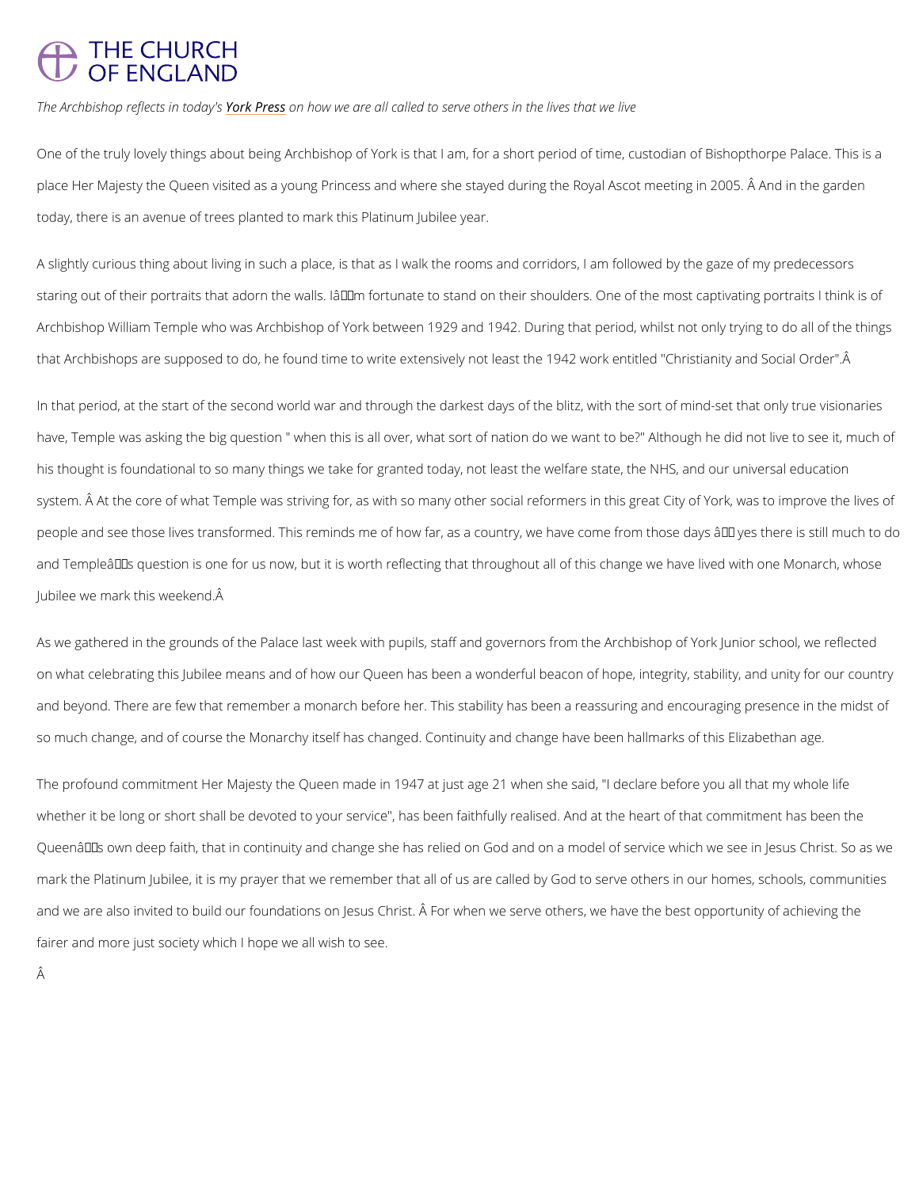# THE CHURCH OF ENGLAND

*The Archbishop reflects in today's York Press on how we are all called to serve others in the lives that we live*

One of the truly lovely things about being Archbishop of York is that I am, for a short period of time, custodian of Bishopthorpe Palace. This is a place Her Majesty the Queen visited as a young Princess and where she stayed during the Royal Ascot meeting in 2005. Â And in the garden today, there is an avenue of trees planted to mark this Platinum Jubilee year.

A slightly curious thing about living in such a place, is that as I walk the rooms and corridors, I am followed by the gaze of my predecessors staring out of their portraits that adorn the walls. Iâm fortunate to stand on their shoulders. One of the most captivating portraits I think is of Archbishop William Temple who was Archbishop of York between 1929 and 1942. During that period, whilst not only trying to do all of the things that Archbishops are supposed to do, he found time to write extensively not least the 1942 work entitled "Christianity and Social Order".Â

In that period, at the start of the second world war and through the darkest days of the blitz, with the sort of mind-set that only true visionaries have, Temple was asking the big question " when this is all over, what sort of nation do we want to be?" Although he did not live to see it, much of his thought is foundational to so many things we take for granted today, not least the welfare state, the NHS, and our universal education system. Â At the core of what Temple was striving for, as with so many other social reformers in this great City of York, was to improve the lives of people and see those lives transformed. This reminds me of how far, as a country, we have come from those days â yes there is still much to do and Templeâs question is one for us now, but it is worth reflecting that throughout all of this change we have lived with one Monarch, whose Jubilee we mark this weekend.Â

As we gathered in the grounds of the Palace last week with pupils, staff and governors from the Archbishop of York Junior school, we reflected on what celebrating this Jubilee means and of how our Queen has been a wonderful beacon of hope, integrity, stability, and unity for our country and beyond. There are few that remember a monarch before her. This stability has been a reassuring and encouraging presence in the midst of so much change, and of course the Monarchy itself has changed. Continuity and change have been hallmarks of this Elizabethan age.

The profound commitment Her Majesty the Queen made in 1947 at just age 21 when she said, "I declare before you all that my whole life whether it be long or short shall be devoted to your service", has been faithfully realised. And at the heart of that commitment has been the Queenâs own deep faith, that in continuity and change she has relied on God and on a model of service which we see in Jesus Christ. So as we mark the Platinum Jubilee, it is my prayer that we remember that all of us are called by God to serve others in our homes, schools, communities and we are also invited to build our foundations on Jesus Christ. Â For when we serve others, we have the best opportunity of achieving the fairer and more just society which I hope we all wish to see.

Â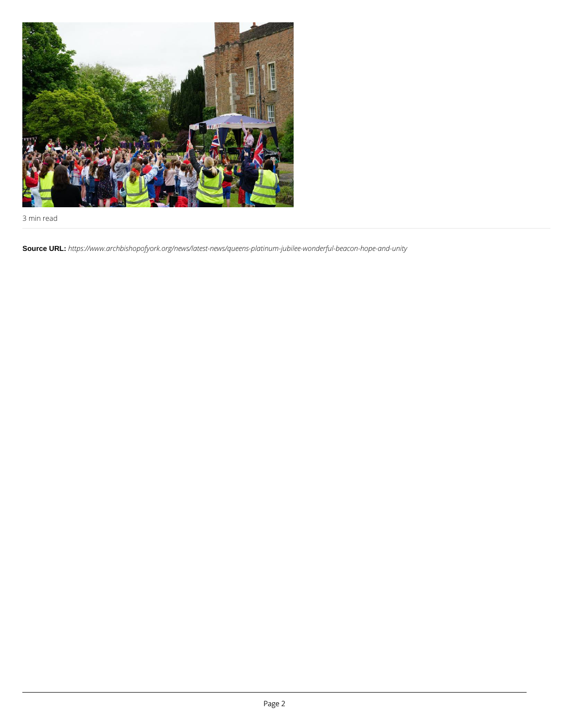3 min read

**Source URL:** *https://www.archbishopofyork.org/news/latest-news/queens-platinum-jubilee-wonderful-beacon-hope-and-unity*